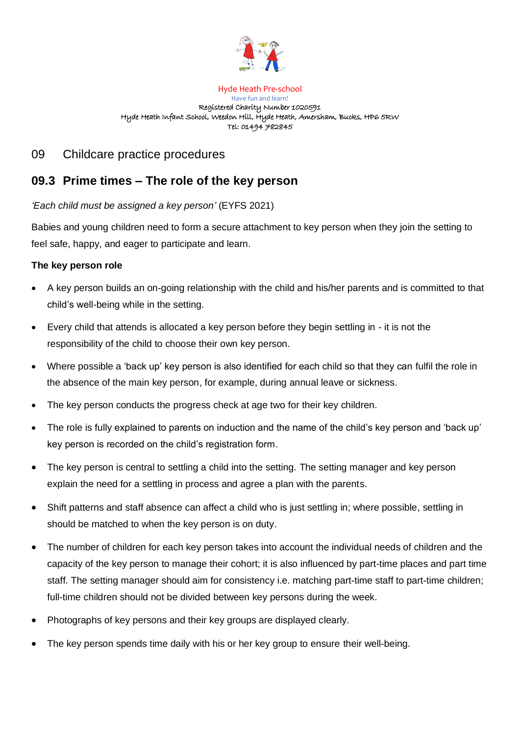Hyde Heath Pre-school
Have fun and learn!
Registered Charity Number 1020591
Hyde Heath Infant School, Weedon Hill, Hyde Heath, Amersham, Bucks, HP6 5RW
Tel: 01494 782845

# 09 Childcare practice procedures

## 09.3 Prime times – The role of the key person

*'Each child must be assigned a key person'* (EYFS 2021)

Babies and young children need to form a secure attachment to key person when they join the setting to feel safe, happy, and eager to participate and learn.

**The key person role**

- A key person builds an on-going relationship with the child and his/her parents and is committed to that child's well-being while in the setting.
- Every child that attends is allocated a key person before they begin settling in - it is not the responsibility of the child to choose their own key person.
- Where possible a 'back up' key person is also identified for each child so that they can fulfil the role in the absence of the main key person, for example, during annual leave or sickness.
- The key person conducts the progress check at age two for their key children.
- The role is fully explained to parents on induction and the name of the child's key person and 'back up' key person is recorded on the child's registration form.
- The key person is central to settling a child into the setting. The setting manager and key person explain the need for a settling in process and agree a plan with the parents.
- Shift patterns and staff absence can affect a child who is just settling in; where possible, settling in should be matched to when the key person is on duty.
- The number of children for each key person takes into account the individual needs of children and the capacity of the key person to manage their cohort; it is also influenced by part-time places and part time staff. The setting manager should aim for consistency i.e. matching part-time staff to part-time children; full-time children should not be divided between key persons during the week.
- Photographs of key persons and their key groups are displayed clearly.
- The key person spends time daily with his or her key group to ensure their well-being.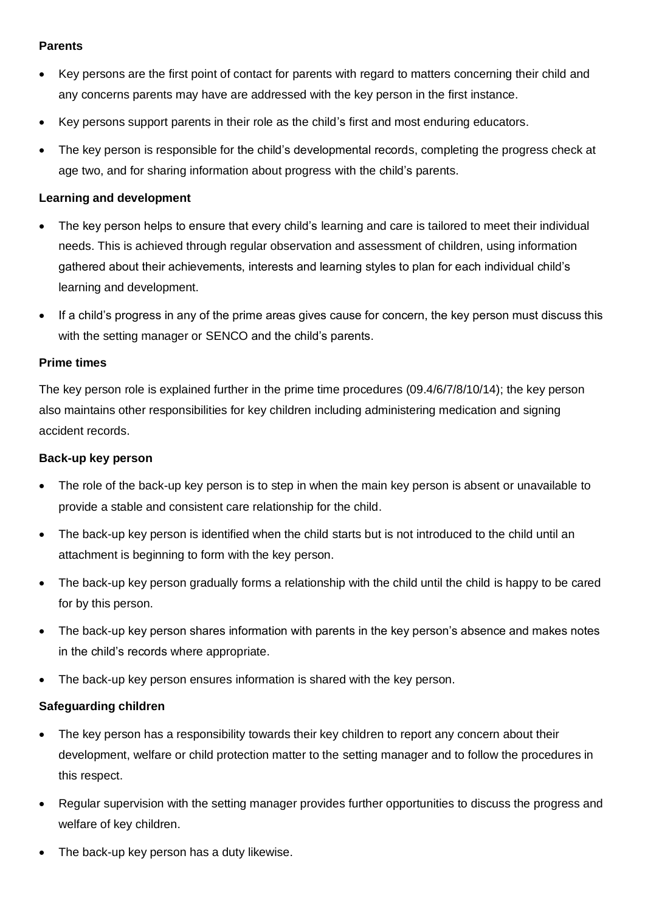**Parents**

- Key persons are the first point of contact for parents with regard to matters concerning their child and any concerns parents may have are addressed with the key person in the first instance.
- Key persons support parents in their role as the child's first and most enduring educators.
- The key person is responsible for the child's developmental records, completing the progress check at age two, and for sharing information about progress with the child's parents.

**Learning and development**

- The key person helps to ensure that every child's learning and care is tailored to meet their individual needs. This is achieved through regular observation and assessment of children, using information gathered about their achievements, interests and learning styles to plan for each individual child's learning and development.
- If a child's progress in any of the prime areas gives cause for concern, the key person must discuss this with the setting manager or SENCO and the child's parents.

**Prime times**

The key person role is explained further in the prime time procedures (09.4/6/7/8/10/14); the key person also maintains other responsibilities for key children including administering medication and signing accident records.

**Back-up key person**

- The role of the back-up key person is to step in when the main key person is absent or unavailable to provide a stable and consistent care relationship for the child.
- The back-up key person is identified when the child starts but is not introduced to the child until an attachment is beginning to form with the key person.
- The back-up key person gradually forms a relationship with the child until the child is happy to be cared for by this person.
- The back-up key person shares information with parents in the key person's absence and makes notes in the child's records where appropriate.
- The back-up key person ensures information is shared with the key person.

**Safeguarding children**

- The key person has a responsibility towards their key children to report any concern about their development, welfare or child protection matter to the setting manager and to follow the procedures in this respect.
- Regular supervision with the setting manager provides further opportunities to discuss the progress and welfare of key children.
- The back-up key person has a duty likewise.